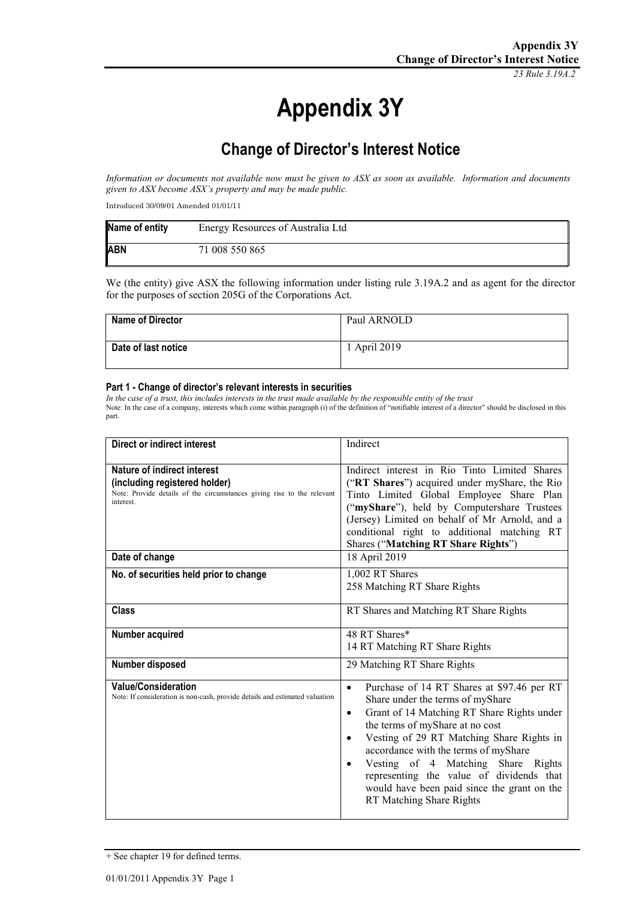# Appendix 3Y

## Change of Director's Interest Notice

*Information or documents not available now must be given to ASX as soon as available. Information and documents given to ASX become ASX's property and may be made public.*

Introduced 30/09/01 Amended 01/01/11

| **Name of entity** | Energy Resources of Australia Ltd |
|---|---|
| **ABN** | 71 008 550 865 |

We (the entity) give ASX the following information under listing rule 3.19A.2 and as agent for the director for the purposes of section 205G of the Corporations Act.

| **Name of Director** | Paul ARNOLD |
|---|---|
| **Date of last notice** | 1 April 2019 |

#### Part 1 - Change of director's relevant interests in securities

*In the case of a trust, this includes interests in the trust made available by the responsible entity of the trust*

Note: In the case of a company, interests which come within paragraph (i) of the definition of "notifiable interest of a director" should be disclosed in this part.

| **Direct or indirect interest** | Indirect |
|---|---|
| **Nature of indirect interest (including registered holder)**<br>Note: Provide details of the circumstances giving rise to the relevant interest. | Indirect interest in Rio Tinto Limited Shares ("**RT Shares**") acquired under myShare, the Rio Tinto Limited Global Employee Share Plan ("**myShare**"), held by Computershare Trustees (Jersey) Limited on behalf of Mr Arnold, and a conditional right to additional matching RT Shares ("**Matching RT Share Rights**") |
| **Date of change** | 18 April 2019 |
| **No. of securities held prior to change** | 1,002 RT Shares<br>258 Matching RT Share Rights |
| **Class** | RT Shares and Matching RT Share Rights |
| **Number acquired** | 48 RT Shares*<br>14 RT Matching RT Share Rights |
| **Number disposed** | 29 Matching RT Share Rights |
| **Value/Consideration**<br>Note: If consideration is non-cash, provide details and estimated valuation | • Purchase of 14 RT Shares at $97.46 per RT Share under the terms of myShare<br>• Grant of 14 Matching RT Share Rights under the terms of myShare at no cost<br>• Vesting of 29 RT Matching Share Rights in accordance with the terms of myShare<br>• Vesting of 4 Matching Share Rights representing the value of dividends that would have been paid since the grant on the RT Matching Share Rights |

+ See chapter 19 for defined terms.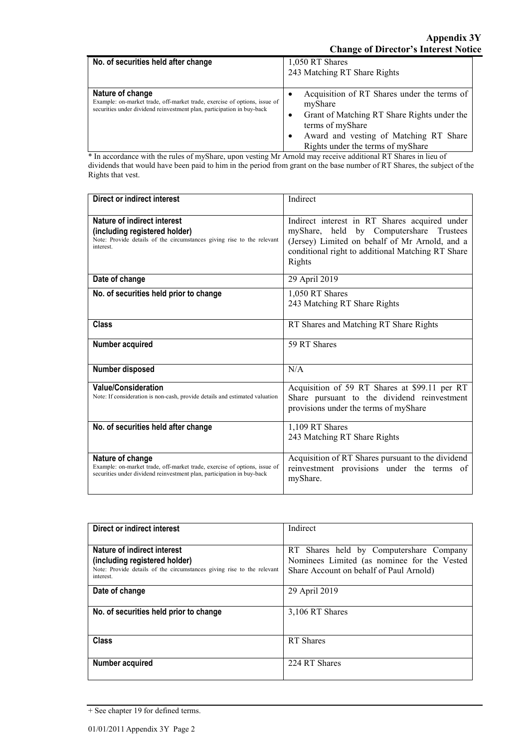| | |
|---|---|
| **No. of securities held after change** | 1,050 RT Shares<br>243 Matching RT Share Rights |
| **Nature of change**<br>Example: on-market trade, off-market trade, exercise of options, issue of securities under dividend reinvestment plan, participation in buy-back | • Acquisition of RT Shares under the terms of myShare<br>• Grant of Matching RT Share Rights under the terms of myShare<br>• Award and vesting of Matching RT Share Rights under the terms of myShare |

* In accordance with the rules of myShare, upon vesting Mr Arnold may receive additional RT Shares in lieu of dividends that would have been paid to him in the period from grant on the base number of RT Shares, the subject of the Rights that vest.

| | |
|---|---|
| **Direct or indirect interest** | Indirect |
| **Nature of indirect interest (including registered holder)**<br>Note: Provide details of the circumstances giving rise to the relevant interest. | Indirect interest in RT Shares acquired under myShare, held by Computershare Trustees (Jersey) Limited on behalf of Mr Arnold, and a conditional right to additional Matching RT Share Rights |
| **Date of change** | 29 April 2019 |
| **No. of securities held prior to change** | 1,050 RT Shares<br>243 Matching RT Share Rights |
| **Class** | RT Shares and Matching RT Share Rights |
| **Number acquired** | 59 RT Shares |
| **Number disposed** | N/A |
| **Value/Consideration**<br>Note: If consideration is non-cash, provide details and estimated valuation | Acquisition of 59 RT Shares at $99.11 per RT Share pursuant to the dividend reinvestment provisions under the terms of myShare |
| **No. of securities held after change** | 1,109 RT Shares<br>243 Matching RT Share Rights |
| **Nature of change**<br>Example: on-market trade, off-market trade, exercise of options, issue of securities under dividend reinvestment plan, participation in buy-back | Acquisition of RT Shares pursuant to the dividend reinvestment provisions under the terms of myShare. |

| | |
|---|---|
| **Direct or indirect interest** | Indirect |
| **Nature of indirect interest (including registered holder)**<br>Note: Provide details of the circumstances giving rise to the relevant interest. | RT Shares held by Computershare Company Nominees Limited (as nominee for the Vested Share Account on behalf of Paul Arnold) |
| **Date of change** | 29 April 2019 |
| **No. of securities held prior to change** | 3,106 RT Shares |
| **Class** | RT Shares |
| **Number acquired** | 224 RT Shares |

+ See chapter 19 for defined terms.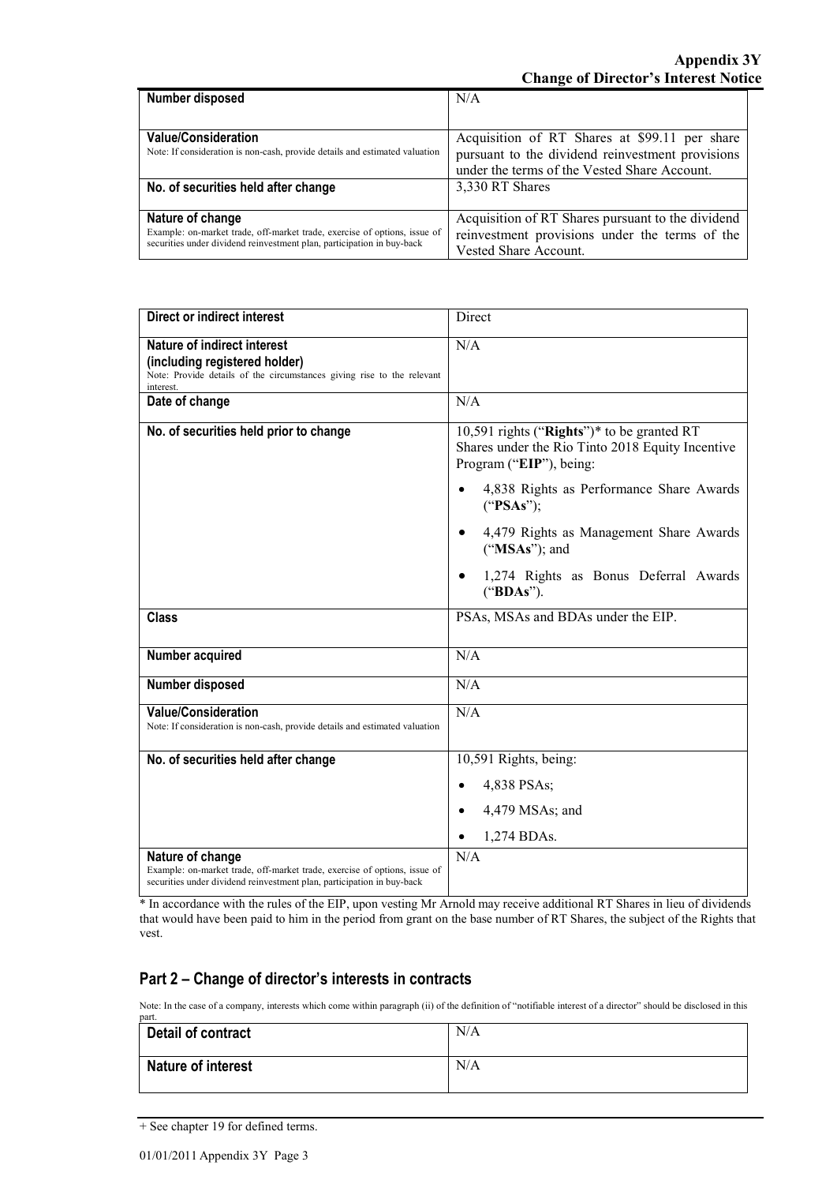| | |
|---|---|
| **Number disposed** | N/A |
| **Value/Consideration**<br>Note: If consideration is non-cash, provide details and estimated valuation | Acquisition of RT Shares at $99.11 per share pursuant to the dividend reinvestment provisions under the terms of the Vested Share Account. |
| **No. of securities held after change** | 3,330 RT Shares |
| **Nature of change**<br>Example: on-market trade, off-market trade, exercise of options, issue of securities under dividend reinvestment plan, participation in buy-back | Acquisition of RT Shares pursuant to the dividend reinvestment provisions under the terms of the Vested Share Account. |

| | |
|---|---|
| **Direct or indirect interest** | Direct |
| **Nature of indirect interest (including registered holder)**<br>Note: Provide details of the circumstances giving rise to the relevant interest. | N/A |
| **Date of change** | N/A |
| **No. of securities held prior to change** | 10,591 rights ("**Rights**")* to be granted RT Shares under the Rio Tinto 2018 Equity Incentive Program ("**EIP**"), being:<br>• 4,838 Rights as Performance Share Awards ("**PSAs**");<br>• 4,479 Rights as Management Share Awards ("**MSAs**"); and<br>• 1,274 Rights as Bonus Deferral Awards ("**BDAs**"). |
| **Class** | PSAs, MSAs and BDAs under the EIP. |
| **Number acquired** | N/A |
| **Number disposed** | N/A |
| **Value/Consideration**<br>Note: If consideration is non-cash, provide details and estimated valuation | N/A |
| **No. of securities held after change** | 10,591 Rights, being:<br>• 4,838 PSAs;<br>• 4,479 MSAs; and<br>• 1,274 BDAs. |
| **Nature of change**<br>Example: on-market trade, off-market trade, exercise of options, issue of securities under dividend reinvestment plan, participation in buy-back | N/A |

* In accordance with the rules of the EIP, upon vesting Mr Arnold may receive additional RT Shares in lieu of dividends that would have been paid to him in the period from grant on the base number of RT Shares, the subject of the Rights that vest.

## Part 2 – Change of director's interests in contracts

Note: In the case of a company, interests which come within paragraph (ii) of the definition of "notifiable interest of a director" should be disclosed in this part.

| | |
|---|---|
| **Detail of contract** | N/A |
| **Nature of interest** | N/A |

+ See chapter 19 for defined terms.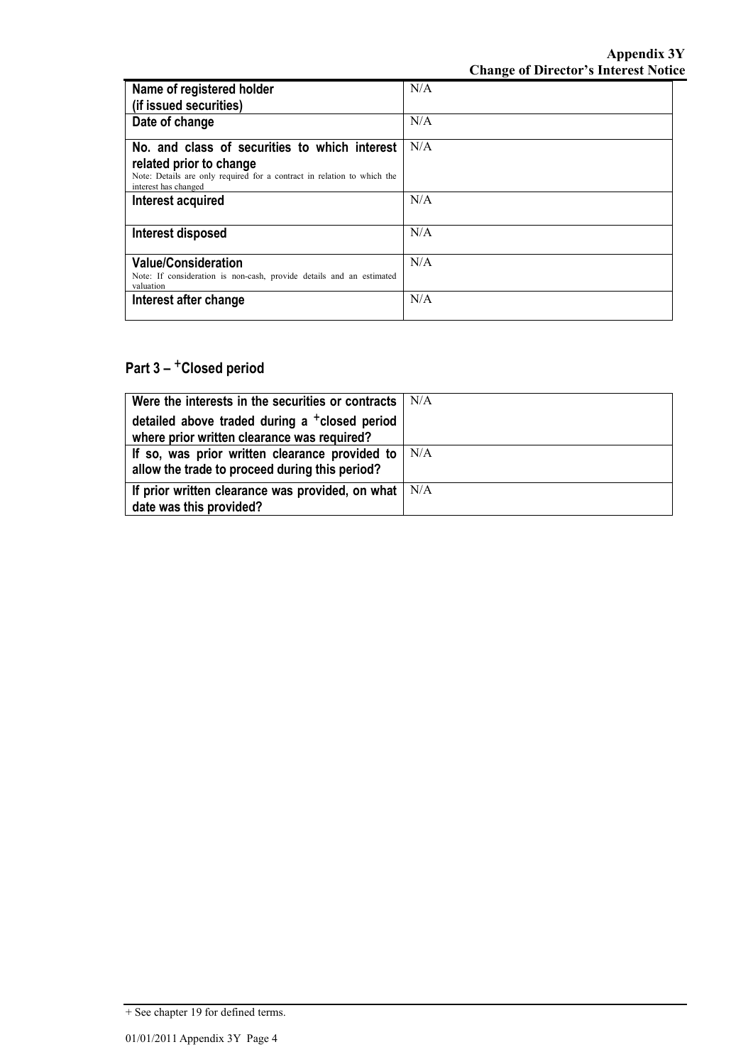| | |
|---|---|
| **Name of registered holder (if issued securities)** | N/A |
| **Date of change** | N/A |
| **No. and class of securities to which interest related prior to change** Note: Details are only required for a contract in relation to which the interest has changed | N/A |
| **Interest acquired** | N/A |
| **Interest disposed** | N/A |
| **Value/Consideration** Note: If consideration is non-cash, provide details and an estimated valuation | N/A |
| **Interest after change** | N/A |

## Part 3 – +Closed period

| | |
|---|---|
| **Were the interests in the securities or contracts detailed above traded during a +closed period where prior written clearance was required?** | N/A |
| **If so, was prior written clearance provided to allow the trade to proceed during this period?** | N/A |
| **If prior written clearance was provided, on what date was this provided?** | N/A |

+ See chapter 19 for defined terms.